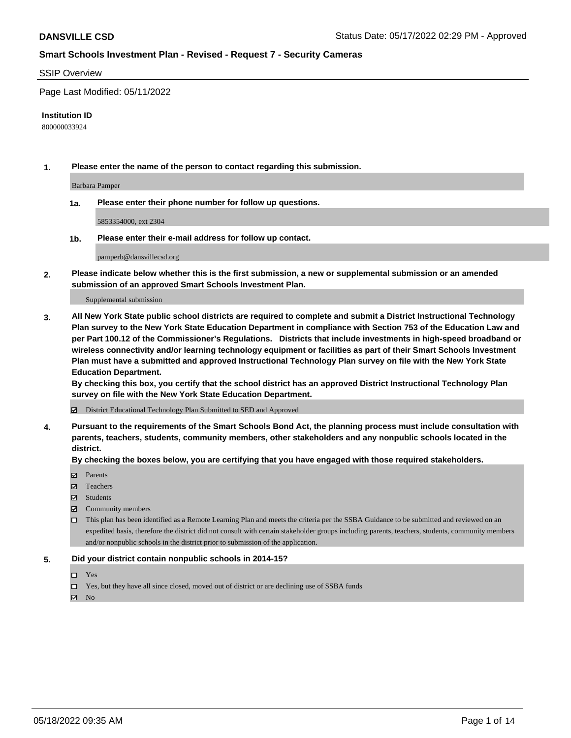**DANSVILLE CSD** Status Date: 05/17/2022 02:29 PM - Approved

## Smart Schools Investment Plan - Revised - Request 7 - Security Cameras

SSIP Overview

Page Last Modified: 05/11/2022

**Institution ID**

800000033924

**1. Please enter the name of the person to contact regarding this submission.**

Barbara Pamper

**1a. Please enter their phone number for follow up questions.**

5853354000, ext 2304

**1b. Please enter their e-mail address for follow up contact.**

pamperb@dansvillecsd.org

**2. Please indicate below whether this is the first submission, a new or supplemental submission or an amended submission of an approved Smart Schools Investment Plan.**

Supplemental submission

**3. All New York State public school districts are required to complete and submit a District Instructional Technology Plan survey to the New York State Education Department in compliance with Section 753 of the Education Law and per Part 100.12 of the Commissioner's Regulations. Districts that include investments in high-speed broadband or wireless connectivity and/or learning technology equipment or facilities as part of their Smart Schools Investment Plan must have a submitted and approved Instructional Technology Plan survey on file with the New York State Education Department.**
**By checking this box, you certify that the school district has an approved District Instructional Technology Plan survey on file with the New York State Education Department.**

☑ District Educational Technology Plan Submitted to SED and Approved

**4. Pursuant to the requirements of the Smart Schools Bond Act, the planning process must include consultation with parents, teachers, students, community members, other stakeholders and any nonpublic schools located in the district.**
**By checking the boxes below, you are certifying that you have engaged with those required stakeholders.**

- ☑ Parents
- ☑ Teachers
- ☑ Students
- ☑ Community members
- ☐ This plan has been identified as a Remote Learning Plan and meets the criteria per the SSBA Guidance to be submitted and reviewed on an expedited basis, therefore the district did not consult with certain stakeholder groups including parents, teachers, students, community members and/or nonpublic schools in the district prior to submission of the application.

**5. Did your district contain nonpublic schools in 2014-15?**

- ☐ Yes
- ☐ Yes, but they have all since closed, moved out of district or are declining use of SSBA funds
- ☑ No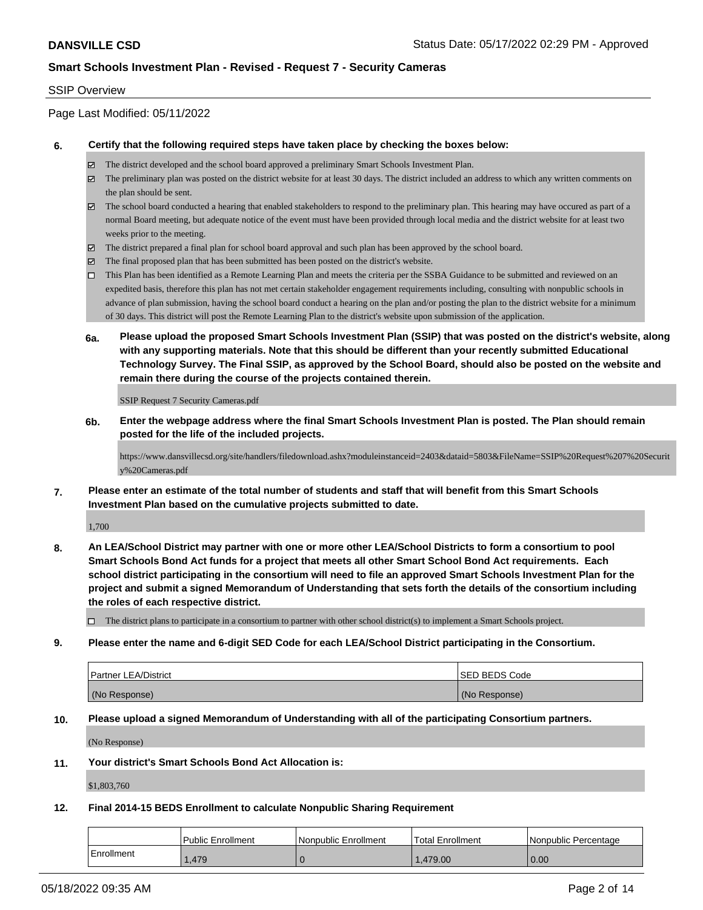**DANSVILLE CSD** Status Date: 05/17/2022 02:29 PM - Approved

**Smart Schools Investment Plan - Revised - Request 7 - Security Cameras**

SSIP Overview

Page Last Modified: 05/11/2022

**6. Certify that the following required steps have taken place by checking the boxes below:**

- [x] The district developed and the school board approved a preliminary Smart Schools Investment Plan.
- [x] The preliminary plan was posted on the district website for at least 30 days. The district included an address to which any written comments on the plan should be sent.
- [x] The school board conducted a hearing that enabled stakeholders to respond to the preliminary plan. This hearing may have occured as part of a normal Board meeting, but adequate notice of the event must have been provided through local media and the district website for at least two weeks prior to the meeting.
- [x] The district prepared a final plan for school board approval and such plan has been approved by the school board.
- [x] The final proposed plan that has been submitted has been posted on the district's website.
- [ ] This Plan has been identified as a Remote Learning Plan and meets the criteria per the SSBA Guidance to be submitted and reviewed on an expedited basis, therefore this plan has not met certain stakeholder engagement requirements including, consulting with nonpublic schools in advance of plan submission, having the school board conduct a hearing on the plan and/or posting the plan to the district website for a minimum of 30 days. This district will post the Remote Learning Plan to the district's website upon submission of the application.

**6a. Please upload the proposed Smart Schools Investment Plan (SSIP) that was posted on the district's website, along with any supporting materials. Note that this should be different than your recently submitted Educational Technology Survey. The Final SSIP, as approved by the School Board, should also be posted on the website and remain there during the course of the projects contained therein.**

SSIP Request 7 Security Cameras.pdf

**6b. Enter the webpage address where the final Smart Schools Investment Plan is posted. The Plan should remain posted for the life of the included projects.**

https://www.dansvillecsd.org/site/handlers/filedownload.ashx?moduleinstanceid=2403&dataid=5803&FileName=SSIP%20Request%207%20Security%20Cameras.pdf

**7. Please enter an estimate of the total number of students and staff that will benefit from this Smart Schools Investment Plan based on the cumulative projects submitted to date.**

1,700

**8. An LEA/School District may partner with one or more other LEA/School Districts to form a consortium to pool Smart Schools Bond Act funds for a project that meets all other Smart School Bond Act requirements. Each school district participating in the consortium will need to file an approved Smart Schools Investment Plan for the project and submit a signed Memorandum of Understanding that sets forth the details of the consortium including the roles of each respective district.**

- [ ] The district plans to participate in a consortium to partner with other school district(s) to implement a Smart Schools project.

**9. Please enter the name and 6-digit SED Code for each LEA/School District participating in the Consortium.**

| Partner LEA/District | SED BEDS Code |
|---|---|
| (No Response) | (No Response) |

**10. Please upload a signed Memorandum of Understanding with all of the participating Consortium partners.**

(No Response)

**11. Your district's Smart Schools Bond Act Allocation is:**

$1,803,760

**12. Final 2014-15 BEDS Enrollment to calculate Nonpublic Sharing Requirement**

| | Public Enrollment | Nonpublic Enrollment | Total Enrollment | Nonpublic Percentage |
|---|---|---|---|---|
| Enrollment | 1,479 | 0 | 1,479.00 | 0.00 |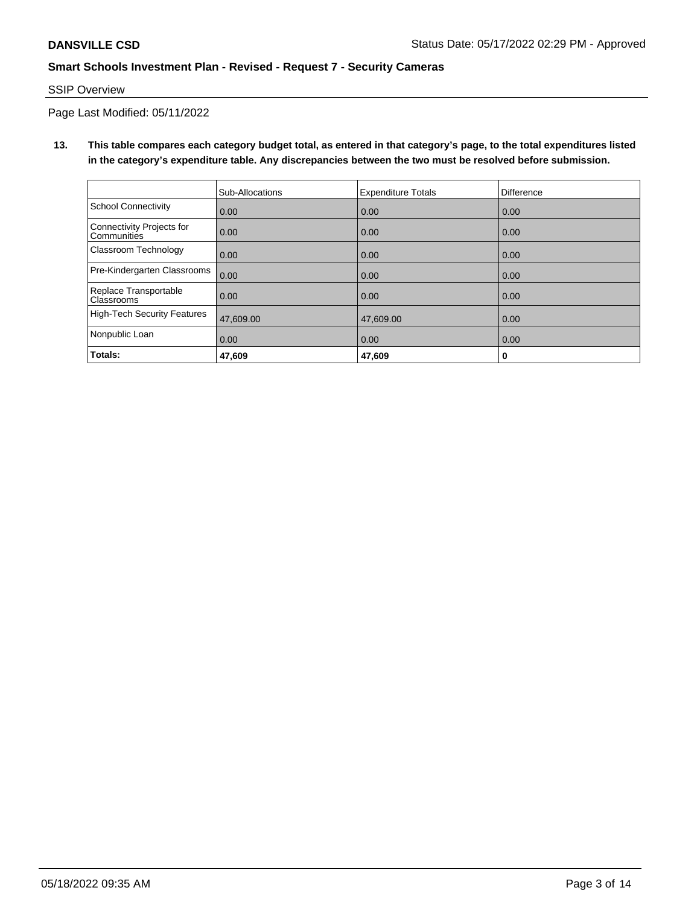**DANSVILLE CSD** Status Date: 05/17/2022 02:29 PM - Approved

**Smart Schools Investment Plan - Revised - Request 7 - Security Cameras**

SSIP Overview

Page Last Modified: 05/11/2022

**13. This table compares each category budget total, as entered in that category's page, to the total expenditures listed in the category's expenditure table. Any discrepancies between the two must be resolved before submission.**

| | Sub-Allocations | Expenditure Totals | Difference |
|---|---|---|---|
| School Connectivity | 0.00 | 0.00 | 0.00 |
| Connectivity Projects for Communities | 0.00 | 0.00 | 0.00 |
| Classroom Technology | 0.00 | 0.00 | 0.00 |
| Pre-Kindergarten Classrooms | 0.00 | 0.00 | 0.00 |
| Replace Transportable Classrooms | 0.00 | 0.00 | 0.00 |
| High-Tech Security Features | 47,609.00 | 47,609.00 | 0.00 |
| Nonpublic Loan | 0.00 | 0.00 | 0.00 |
| **Totals:** | **47,609** | **47,609** | **0** |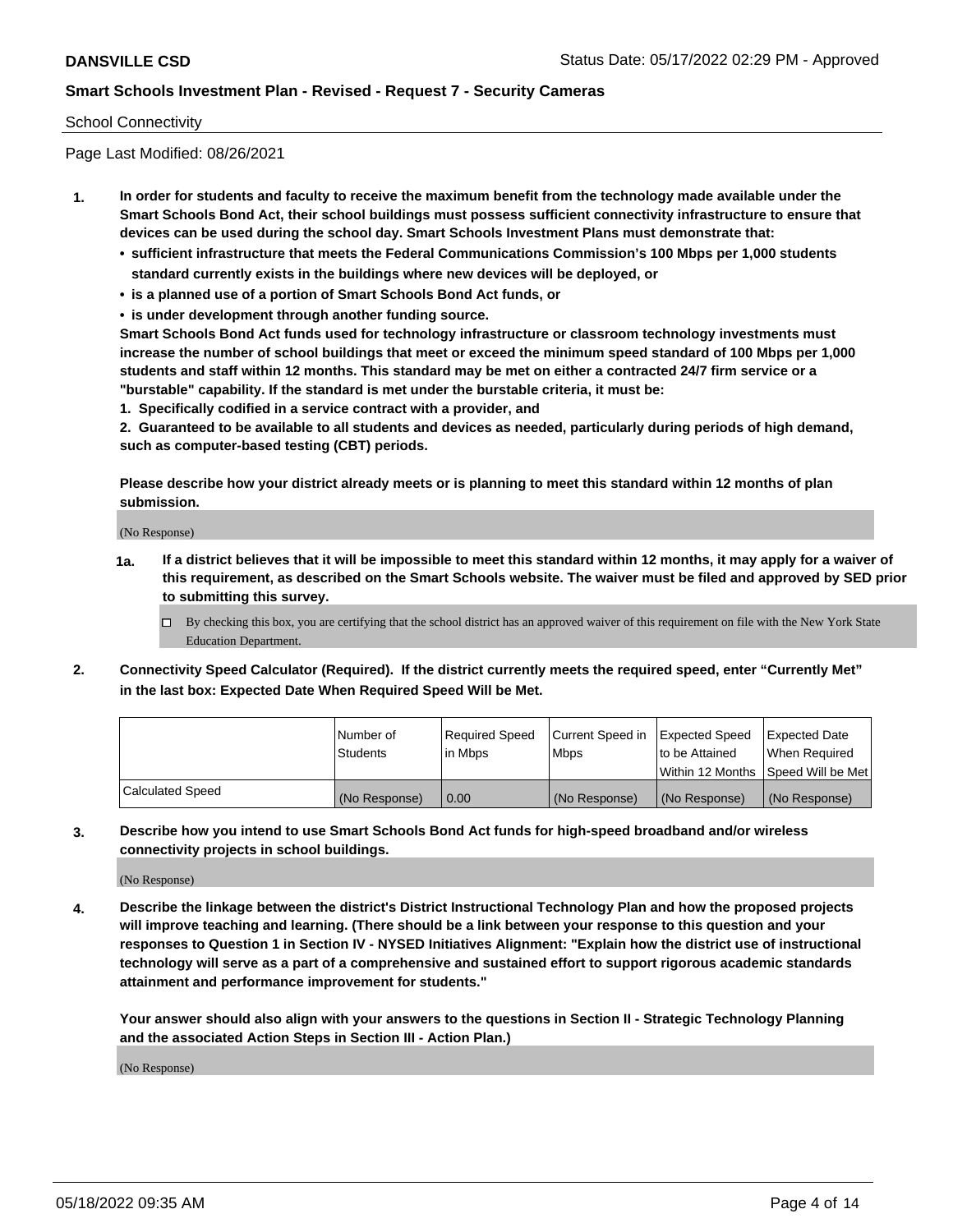School Connectivity

Page Last Modified: 08/26/2021

**1. In order for students and faculty to receive the maximum benefit from the technology made available under the Smart Schools Bond Act, their school buildings must possess sufficient connectivity infrastructure to ensure that devices can be used during the school day. Smart Schools Investment Plans must demonstrate that:**

- **sufficient infrastructure that meets the Federal Communications Commission's 100 Mbps per 1,000 students standard currently exists in the buildings where new devices will be deployed, or**
- **is a planned use of a portion of Smart Schools Bond Act funds, or**
- **is under development through another funding source.**

**Smart Schools Bond Act funds used for technology infrastructure or classroom technology investments must increase the number of school buildings that meet or exceed the minimum speed standard of 100 Mbps per 1,000 students and staff within 12 months. This standard may be met on either a contracted 24/7 firm service or a "burstable" capability. If the standard is met under the burstable criteria, it must be:**

**1. Specifically codified in a service contract with a provider, and**

**2. Guaranteed to be available to all students and devices as needed, particularly during periods of high demand, such as computer-based testing (CBT) periods.**

**Please describe how your district already meets or is planning to meet this standard within 12 months of plan submission.**

(No Response)

**1a. If a district believes that it will be impossible to meet this standard within 12 months, it may apply for a waiver of this requirement, as described on the Smart Schools website. The waiver must be filed and approved by SED prior to submitting this survey.**

☐ By checking this box, you are certifying that the school district has an approved waiver of this requirement on file with the New York State Education Department.

**2. Connectivity Speed Calculator (Required). If the district currently meets the required speed, enter "Currently Met" in the last box: Expected Date When Required Speed Will be Met.**

| | Number of Students | Required Speed in Mbps | Current Speed in Mbps | Expected Speed to be Attained Within 12 Months | Expected Date When Required Speed Will be Met |
|---|---|---|---|---|---|
| Calculated Speed | (No Response) | 0.00 | (No Response) | (No Response) | (No Response) |

**3. Describe how you intend to use Smart Schools Bond Act funds for high-speed broadband and/or wireless connectivity projects in school buildings.**

(No Response)

**4. Describe the linkage between the district's District Instructional Technology Plan and how the proposed projects will improve teaching and learning. (There should be a link between your response to this question and your responses to Question 1 in Section IV - NYSED Initiatives Alignment: "Explain how the district use of instructional technology will serve as a part of a comprehensive and sustained effort to support rigorous academic standards attainment and performance improvement for students."**

**Your answer should also align with your answers to the questions in Section II - Strategic Technology Planning and the associated Action Steps in Section III - Action Plan.)**

(No Response)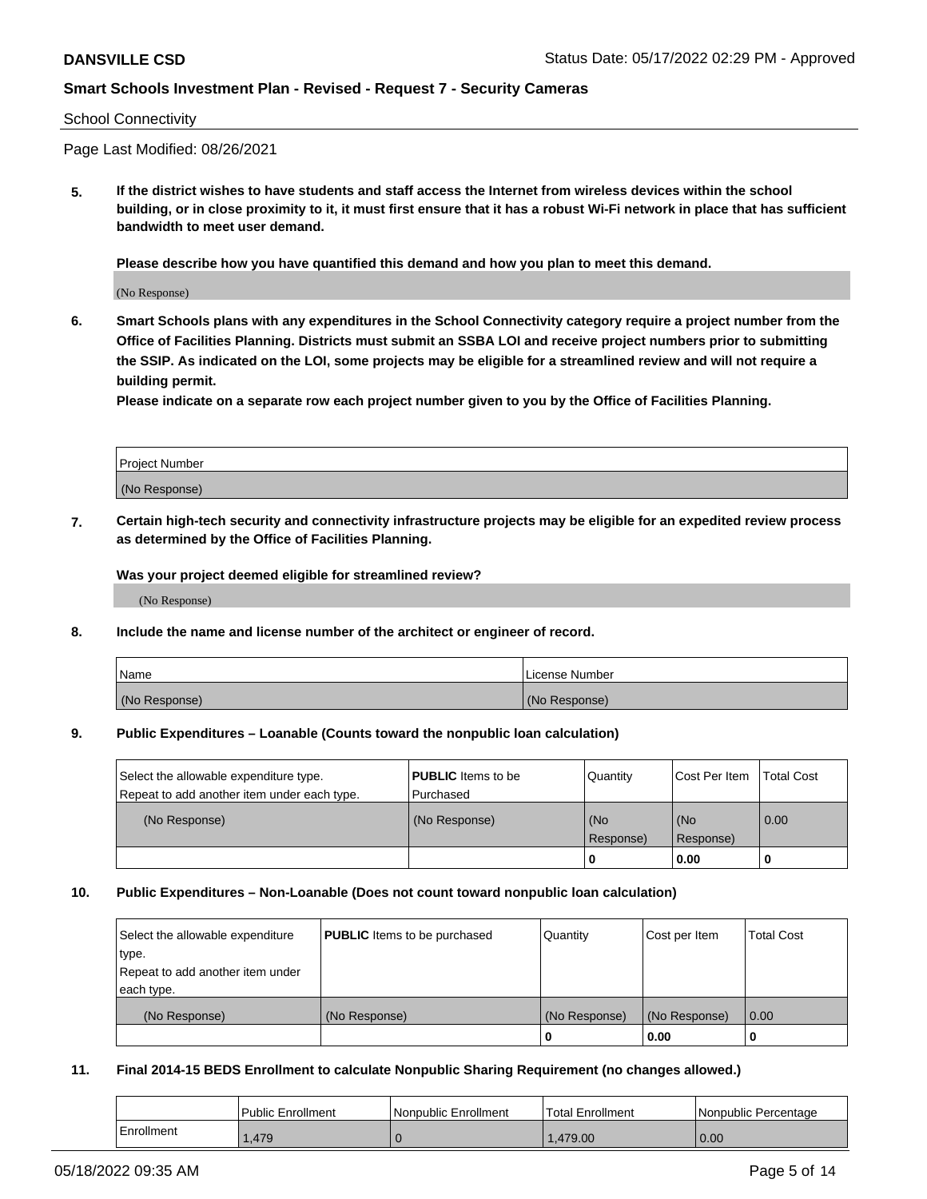School Connectivity

Page Last Modified: 08/26/2021

**5. If the district wishes to have students and staff access the Internet from wireless devices within the school building, or in close proximity to it, it must first ensure that it has a robust Wi-Fi network in place that has sufficient bandwidth to meet user demand.**

**Please describe how you have quantified this demand and how you plan to meet this demand.**

(No Response)

**6. Smart Schools plans with any expenditures in the School Connectivity category require a project number from the Office of Facilities Planning. Districts must submit an SSBA LOI and receive project numbers prior to submitting the SSIP. As indicated on the LOI, some projects may be eligible for a streamlined review and will not require a building permit.**

**Please indicate on a separate row each project number given to you by the Office of Facilities Planning.**

| Project Number |
| --- |
| (No Response) |

**7. Certain high-tech security and connectivity infrastructure projects may be eligible for an expedited review process as determined by the Office of Facilities Planning.**

**Was your project deemed eligible for streamlined review?**

(No Response)

**8. Include the name and license number of the architect or engineer of record.**

| Name | License Number |
| --- | --- |
| (No Response) | (No Response) |

**9. Public Expenditures – Loanable (Counts toward the nonpublic loan calculation)**

| Select the allowable expenditure type. Repeat to add another item under each type. | **PUBLIC** Items to be Purchased | Quantity | Cost Per Item | Total Cost |
| --- | --- | --- | --- | --- |
| (No Response) | (No Response) | (No Response) | (No Response) | 0.00 |
| | | 0 | 0.00 | 0 |

**10. Public Expenditures – Non-Loanable (Does not count toward nonpublic loan calculation)**

| Select the allowable expenditure type. Repeat to add another item under each type. | **PUBLIC** Items to be purchased | Quantity | Cost per Item | Total Cost |
| --- | --- | --- | --- | --- |
| (No Response) | (No Response) | (No Response) | (No Response) | 0.00 |
| | | 0 | 0.00 | 0 |

**11. Final 2014-15 BEDS Enrollment to calculate Nonpublic Sharing Requirement (no changes allowed.)**

| | Public Enrollment | Nonpublic Enrollment | Total Enrollment | Nonpublic Percentage |
| --- | --- | --- | --- | --- |
| Enrollment | 1,479 | 0 | 1,479.00 | 0.00 |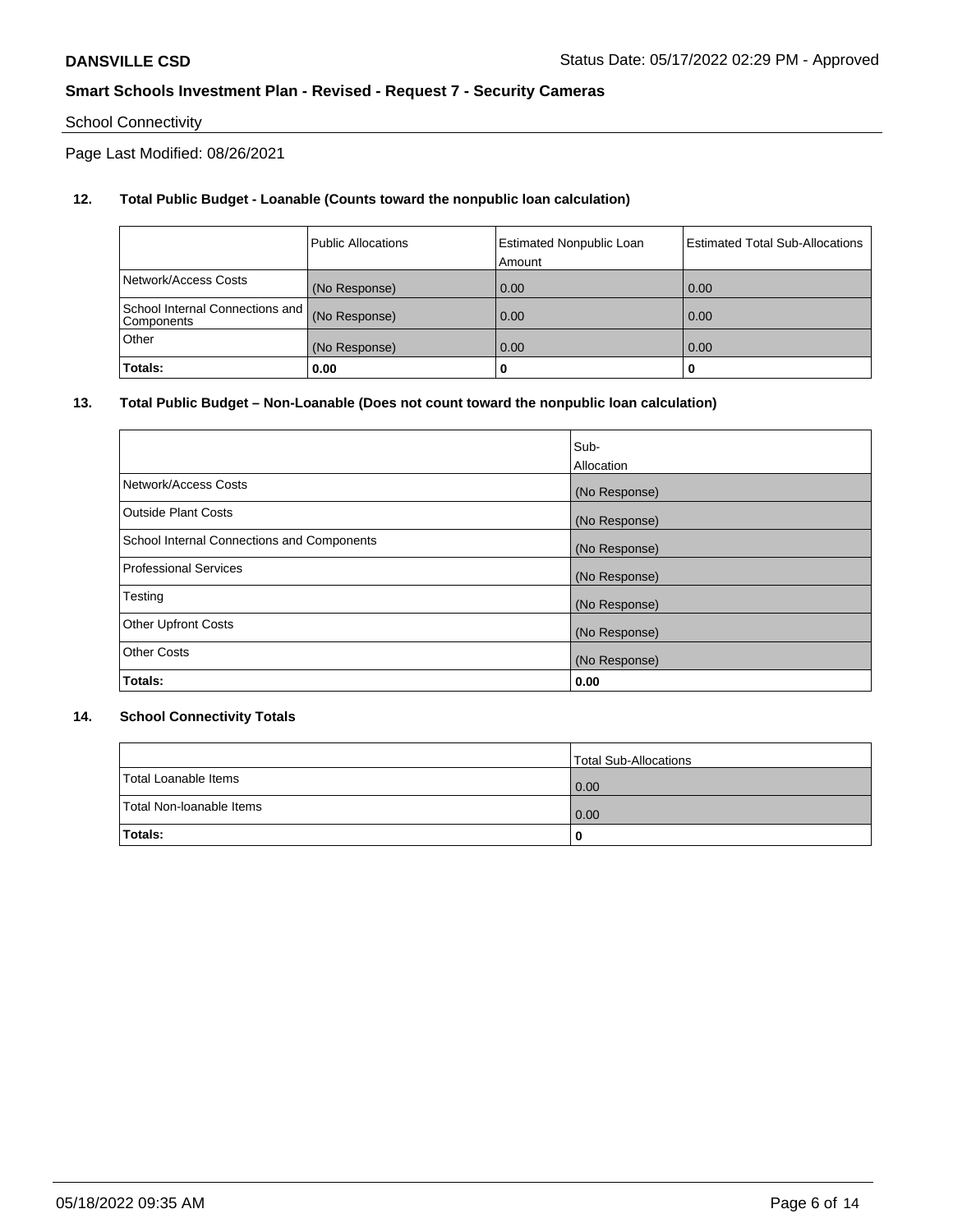**DANSVILLE CSD**

Status Date: 05/17/2022 02:29 PM - Approved

## Smart Schools Investment Plan - Revised - Request 7 - Security Cameras

School Connectivity

Page Last Modified: 08/26/2021

### 12. Total Public Budget - Loanable (Counts toward the nonpublic loan calculation)

| | Public Allocations | Estimated Nonpublic Loan Amount | Estimated Total Sub-Allocations |
|---|---|---|---|
| Network/Access Costs | (No Response) | 0.00 | 0.00 |
| School Internal Connections and Components | (No Response) | 0.00 | 0.00 |
| Other | (No Response) | 0.00 | 0.00 |
| **Totals:** | **0.00** | **0** | **0** |

### 13. Total Public Budget – Non-Loanable (Does not count toward the nonpublic loan calculation)

| | Sub-Allocation |
|---|---|
| Network/Access Costs | (No Response) |
| Outside Plant Costs | (No Response) |
| School Internal Connections and Components | (No Response) |
| Professional Services | (No Response) |
| Testing | (No Response) |
| Other Upfront Costs | (No Response) |
| Other Costs | (No Response) |
| **Totals:** | **0.00** |

### 14. School Connectivity Totals

| | Total Sub-Allocations |
|---|---|
| Total Loanable Items | 0.00 |
| Total Non-loanable Items | 0.00 |
| **Totals:** | **0** |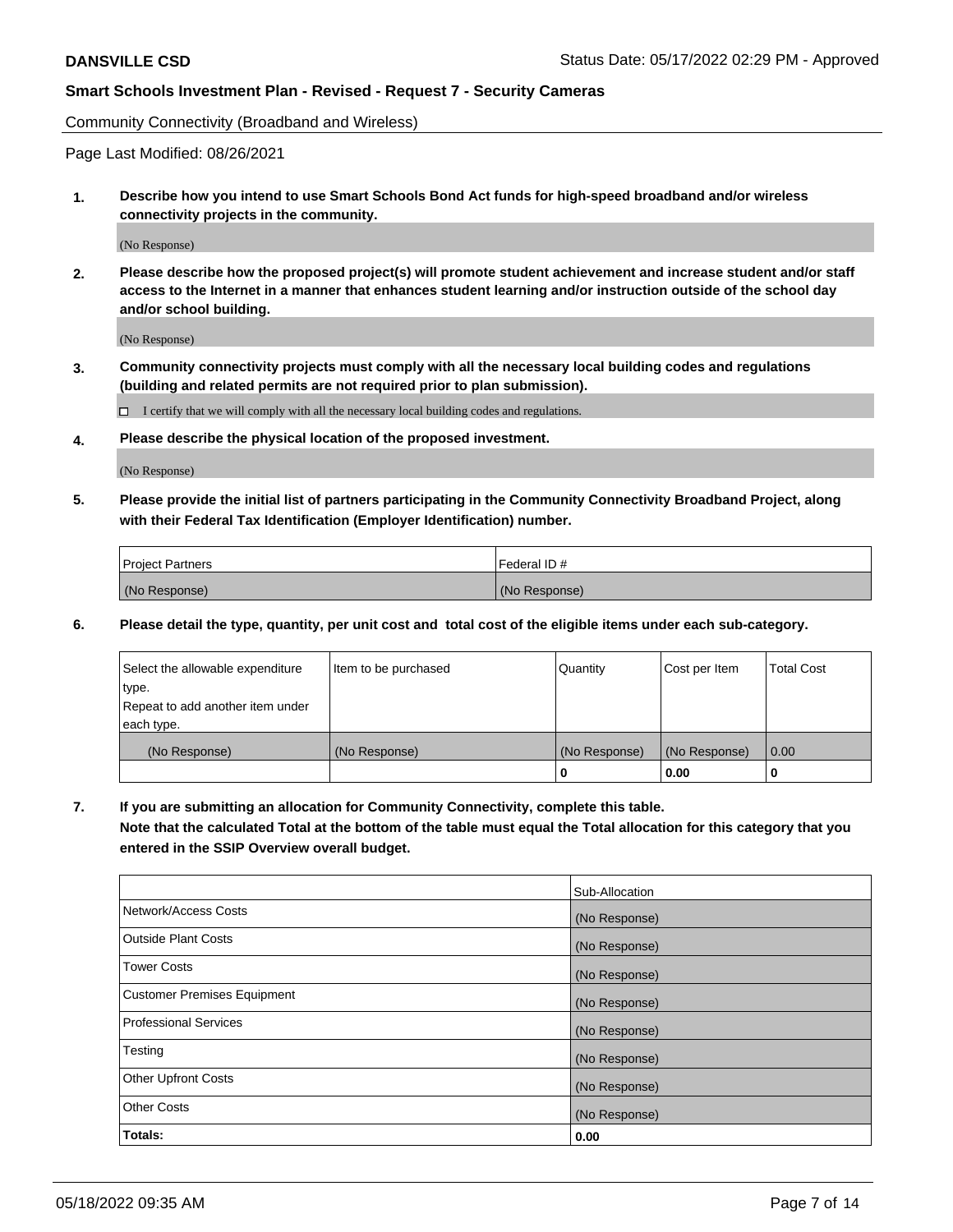Community Connectivity (Broadband and Wireless)

Page Last Modified: 08/26/2021

**1. Describe how you intend to use Smart Schools Bond Act funds for high-speed broadband and/or wireless connectivity projects in the community.**

(No Response)

**2. Please describe how the proposed project(s) will promote student achievement and increase student and/or staff access to the Internet in a manner that enhances student learning and/or instruction outside of the school day and/or school building.**

(No Response)

**3. Community connectivity projects must comply with all the necessary local building codes and regulations (building and related permits are not required prior to plan submission).**

☐ I certify that we will comply with all the necessary local building codes and regulations.

**4. Please describe the physical location of the proposed investment.**

(No Response)

**5. Please provide the initial list of partners participating in the Community Connectivity Broadband Project, along with their Federal Tax Identification (Employer Identification) number.**

| Project Partners | Federal ID # |
| --- | --- |
| (No Response) | (No Response) |

**6. Please detail the type, quantity, per unit cost and total cost of the eligible items under each sub-category.**

| Select the allowable expenditure type. Repeat to add another item under each type. | Item to be purchased | Quantity | Cost per Item | Total Cost |
| --- | --- | --- | --- | --- |
| (No Response) | (No Response) | (No Response) | (No Response) | 0.00 |
| | | **0** | **0.00** | **0** |

**7. If you are submitting an allocation for Community Connectivity, complete this table.**
**Note that the calculated Total at the bottom of the table must equal the Total allocation for this category that you entered in the SSIP Overview overall budget.**

| | Sub-Allocation |
| --- | --- |
| Network/Access Costs | (No Response) |
| Outside Plant Costs | (No Response) |
| Tower Costs | (No Response) |
| Customer Premises Equipment | (No Response) |
| Professional Services | (No Response) |
| Testing | (No Response) |
| Other Upfront Costs | (No Response) |
| Other Costs | (No Response) |
| **Totals:** | **0.00** |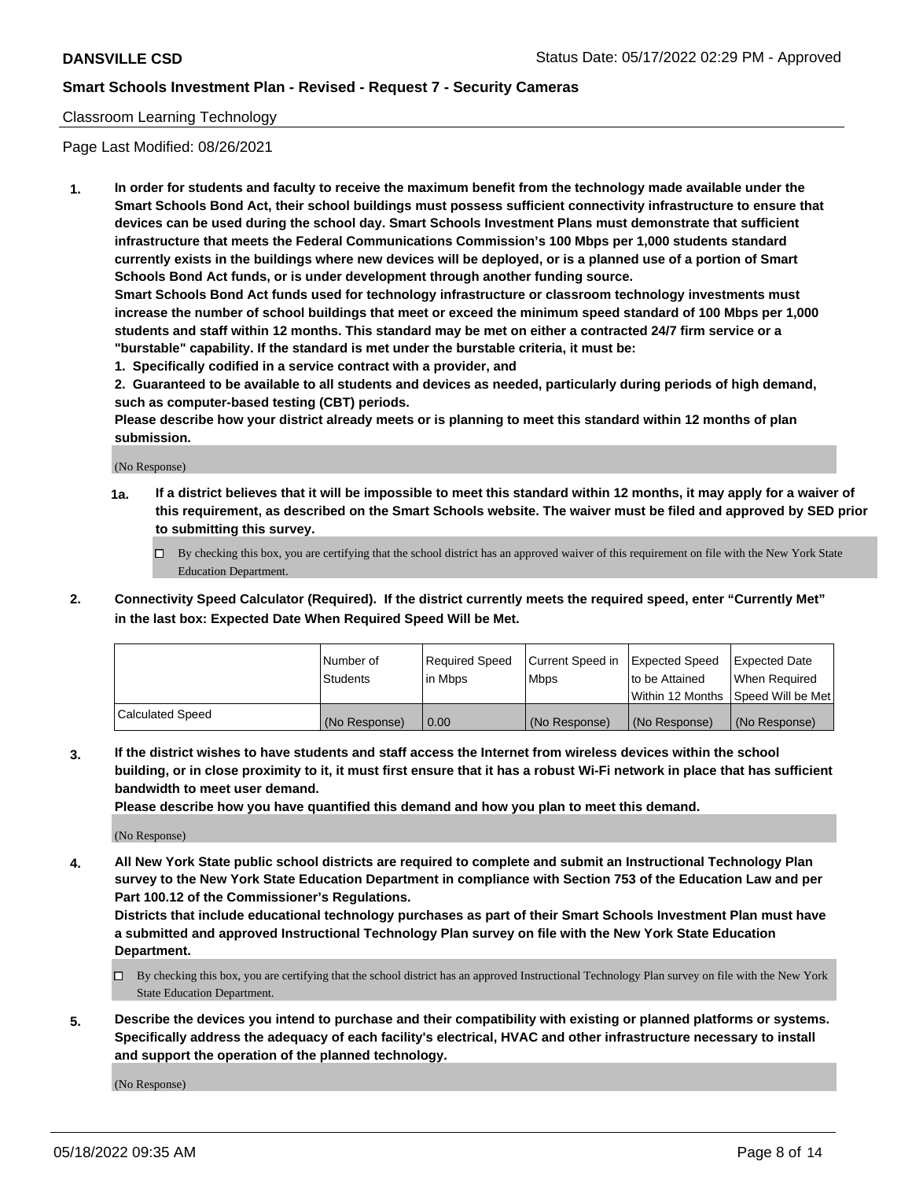Classroom Learning Technology

Page Last Modified: 08/26/2021

**1. In order for students and faculty to receive the maximum benefit from the technology made available under the Smart Schools Bond Act, their school buildings must possess sufficient connectivity infrastructure to ensure that devices can be used during the school day. Smart Schools Investment Plans must demonstrate that sufficient infrastructure that meets the Federal Communications Commission's 100 Mbps per 1,000 students standard currently exists in the buildings where new devices will be deployed, or is a planned use of a portion of Smart Schools Bond Act funds, or is under development through another funding source.**

**Smart Schools Bond Act funds used for technology infrastructure or classroom technology investments must increase the number of school buildings that meet or exceed the minimum speed standard of 100 Mbps per 1,000 students and staff within 12 months. This standard may be met on either a contracted 24/7 firm service or a "burstable" capability. If the standard is met under the burstable criteria, it must be:**

**1. Specifically codified in a service contract with a provider, and**

**2. Guaranteed to be available to all students and devices as needed, particularly during periods of high demand, such as computer-based testing (CBT) periods.**

**Please describe how your district already meets or is planning to meet this standard within 12 months of plan submission.**

(No Response)

**1a. If a district believes that it will be impossible to meet this standard within 12 months, it may apply for a waiver of this requirement, as described on the Smart Schools website. The waiver must be filed and approved by SED prior to submitting this survey.**

☐ By checking this box, you are certifying that the school district has an approved waiver of this requirement on file with the New York State Education Department.

**2. Connectivity Speed Calculator (Required). If the district currently meets the required speed, enter "Currently Met" in the last box: Expected Date When Required Speed Will be Met.**

| | Number of Students | Required Speed in Mbps | Current Speed in Mbps | Expected Speed to be Attained Within 12 Months | Expected Date When Required Speed Will be Met |
|---|---|---|---|---|---|
| Calculated Speed | (No Response) | 0.00 | (No Response) | (No Response) | (No Response) |

**3. If the district wishes to have students and staff access the Internet from wireless devices within the school building, or in close proximity to it, it must first ensure that it has a robust Wi-Fi network in place that has sufficient bandwidth to meet user demand.**

**Please describe how you have quantified this demand and how you plan to meet this demand.**

(No Response)

**4. All New York State public school districts are required to complete and submit an Instructional Technology Plan survey to the New York State Education Department in compliance with Section 753 of the Education Law and per Part 100.12 of the Commissioner's Regulations.**

**Districts that include educational technology purchases as part of their Smart Schools Investment Plan must have a submitted and approved Instructional Technology Plan survey on file with the New York State Education Department.**

☐ By checking this box, you are certifying that the school district has an approved Instructional Technology Plan survey on file with the New York State Education Department.

**5. Describe the devices you intend to purchase and their compatibility with existing or planned platforms or systems. Specifically address the adequacy of each facility's electrical, HVAC and other infrastructure necessary to install and support the operation of the planned technology.**

(No Response)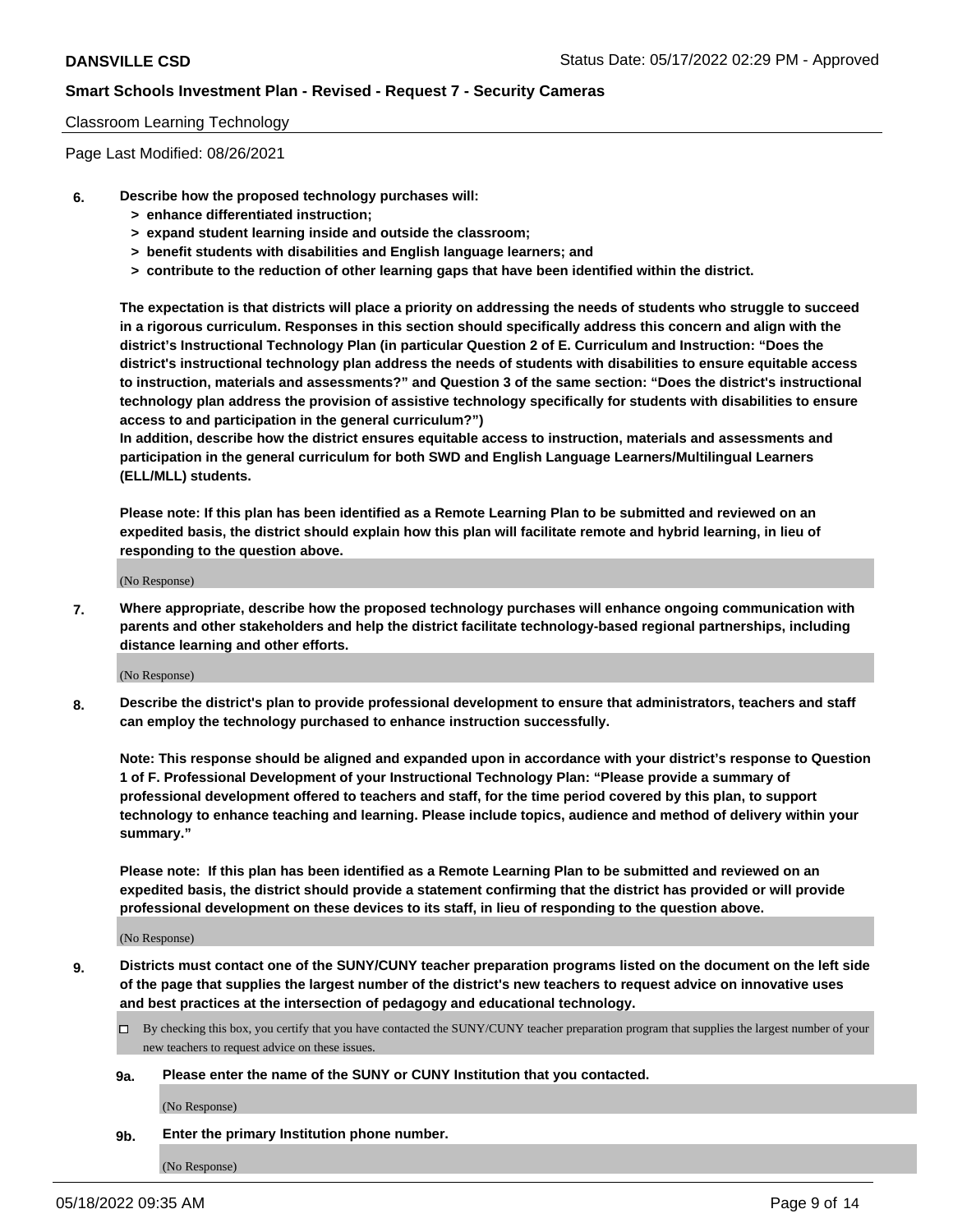Classroom Learning Technology

Page Last Modified: 08/26/2021

**6. Describe how the proposed technology purchases will:**
- **> enhance differentiated instruction;**
- **> expand student learning inside and outside the classroom;**
- **> benefit students with disabilities and English language learners; and**
- **> contribute to the reduction of other learning gaps that have been identified within the district.**

**The expectation is that districts will place a priority on addressing the needs of students who struggle to succeed in a rigorous curriculum. Responses in this section should specifically address this concern and align with the district's Instructional Technology Plan (in particular Question 2 of E. Curriculum and Instruction: "Does the district's instructional technology plan address the needs of students with disabilities to ensure equitable access to instruction, materials and assessments?" and Question 3 of the same section: "Does the district's instructional technology plan address the provision of assistive technology specifically for students with disabilities to ensure access to and participation in the general curriculum?")**

**In addition, describe how the district ensures equitable access to instruction, materials and assessments and participation in the general curriculum for both SWD and English Language Learners/Multilingual Learners (ELL/MLL) students.**

**Please note: If this plan has been identified as a Remote Learning Plan to be submitted and reviewed on an expedited basis, the district should explain how this plan will facilitate remote and hybrid learning, in lieu of responding to the question above.**

(No Response)

**7. Where appropriate, describe how the proposed technology purchases will enhance ongoing communication with parents and other stakeholders and help the district facilitate technology-based regional partnerships, including distance learning and other efforts.**

(No Response)

**8. Describe the district's plan to provide professional development to ensure that administrators, teachers and staff can employ the technology purchased to enhance instruction successfully.**

**Note: This response should be aligned and expanded upon in accordance with your district's response to Question 1 of F. Professional Development of your Instructional Technology Plan: "Please provide a summary of professional development offered to teachers and staff, for the time period covered by this plan, to support technology to enhance teaching and learning. Please include topics, audience and method of delivery within your summary."**

**Please note: If this plan has been identified as a Remote Learning Plan to be submitted and reviewed on an expedited basis, the district should provide a statement confirming that the district has provided or will provide professional development on these devices to its staff, in lieu of responding to the question above.**

(No Response)

**9. Districts must contact one of the SUNY/CUNY teacher preparation programs listed on the document on the left side of the page that supplies the largest number of the district's new teachers to request advice on innovative uses and best practices at the intersection of pedagogy and educational technology.**

☐ By checking this box, you certify that you have contacted the SUNY/CUNY teacher preparation program that supplies the largest number of your new teachers to request advice on these issues.

**9a. Please enter the name of the SUNY or CUNY Institution that you contacted.**

(No Response)

**9b. Enter the primary Institution phone number.**

(No Response)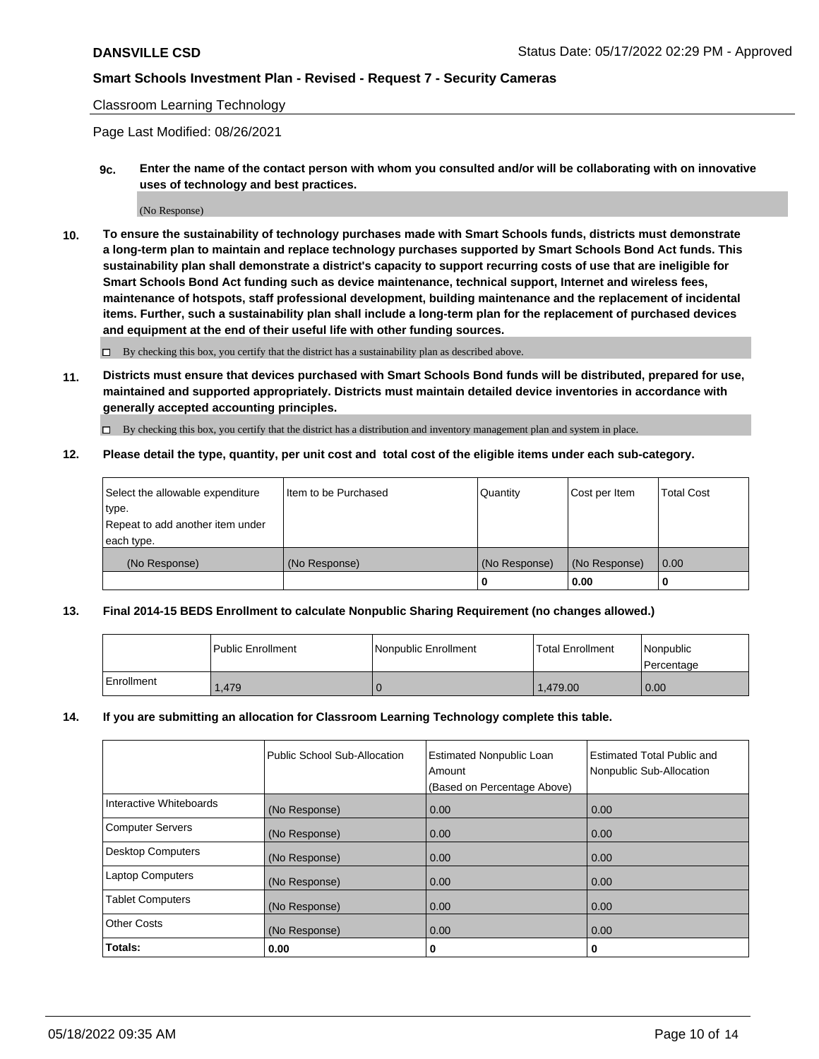Classroom Learning Technology

Page Last Modified: 08/26/2021

**9c. Enter the name of the contact person with whom you consulted and/or will be collaborating with on innovative uses of technology and best practices.**

(No Response)

**10. To ensure the sustainability of technology purchases made with Smart Schools funds, districts must demonstrate a long-term plan to maintain and replace technology purchases supported by Smart Schools Bond Act funds. This sustainability plan shall demonstrate a district's capacity to support recurring costs of use that are ineligible for Smart Schools Bond Act funding such as device maintenance, technical support, Internet and wireless fees, maintenance of hotspots, staff professional development, building maintenance and the replacement of incidental items. Further, such a sustainability plan shall include a long-term plan for the replacement of purchased devices and equipment at the end of their useful life with other funding sources.**

☐ By checking this box, you certify that the district has a sustainability plan as described above.

**11. Districts must ensure that devices purchased with Smart Schools Bond funds will be distributed, prepared for use, maintained and supported appropriately. Districts must maintain detailed device inventories in accordance with generally accepted accounting principles.**

☐ By checking this box, you certify that the district has a distribution and inventory management plan and system in place.

**12. Please detail the type, quantity, per unit cost and total cost of the eligible items under each sub-category.**

| Select the allowable expenditure type. Repeat to add another item under each type. | Item to be Purchased | Quantity | Cost per Item | Total Cost |
|---|---|---|---|---|
| (No Response) | (No Response) | (No Response) | (No Response) | 0.00 |
| | | 0 | 0.00 | 0 |

**13. Final 2014-15 BEDS Enrollment to calculate Nonpublic Sharing Requirement (no changes allowed.)**

| | Public Enrollment | Nonpublic Enrollment | Total Enrollment | Nonpublic Percentage |
|---|---|---|---|---|
| Enrollment | 1,479 | 0 | 1,479.00 | 0.00 |

**14. If you are submitting an allocation for Classroom Learning Technology complete this table.**

| | Public School Sub-Allocation | Estimated Nonpublic Loan Amount (Based on Percentage Above) | Estimated Total Public and Nonpublic Sub-Allocation |
|---|---|---|---|
| Interactive Whiteboards | (No Response) | 0.00 | 0.00 |
| Computer Servers | (No Response) | 0.00 | 0.00 |
| Desktop Computers | (No Response) | 0.00 | 0.00 |
| Laptop Computers | (No Response) | 0.00 | 0.00 |
| Tablet Computers | (No Response) | 0.00 | 0.00 |
| Other Costs | (No Response) | 0.00 | 0.00 |
| **Totals:** | 0.00 | 0 | 0 |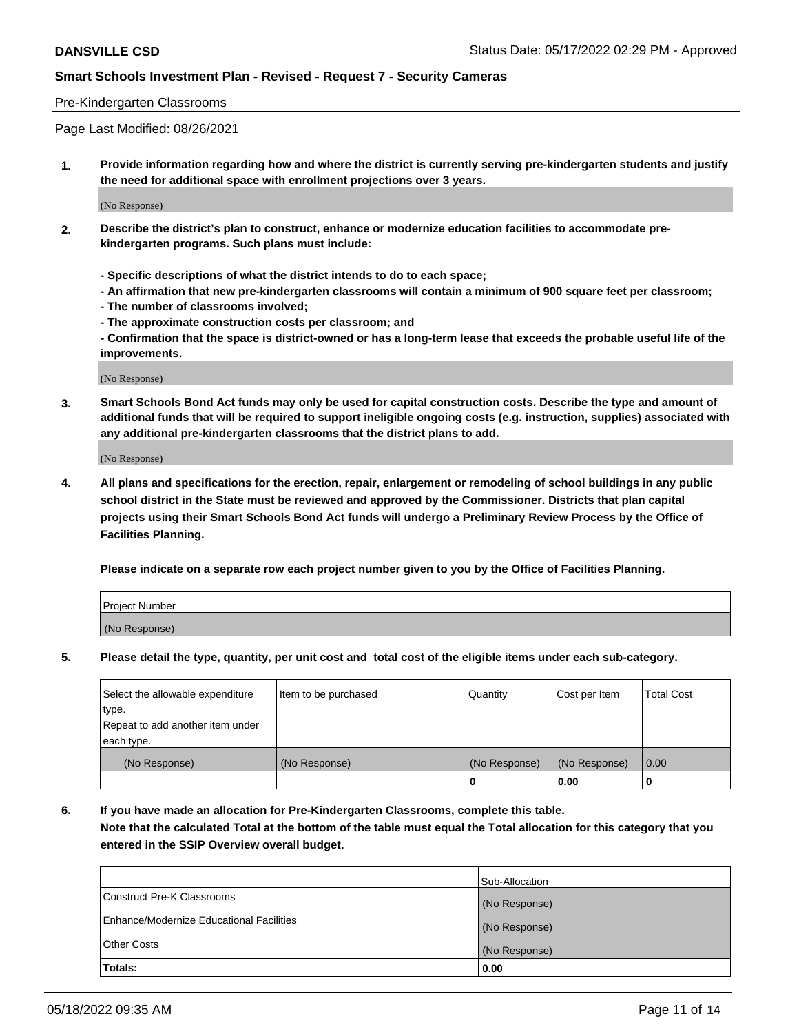Pre-Kindergarten Classrooms

Page Last Modified: 08/26/2021

**1. Provide information regarding how and where the district is currently serving pre-kindergarten students and justify the need for additional space with enrollment projections over 3 years.**

(No Response)

**2. Describe the district's plan to construct, enhance or modernize education facilities to accommodate pre-kindergarten programs. Such plans must include:**

**- Specific descriptions of what the district intends to do to each space;**
**- An affirmation that new pre-kindergarten classrooms will contain a minimum of 900 square feet per classroom;**
**- The number of classrooms involved;**
**- The approximate construction costs per classroom; and**
**- Confirmation that the space is district-owned or has a long-term lease that exceeds the probable useful life of the improvements.**

(No Response)

**3. Smart Schools Bond Act funds may only be used for capital construction costs. Describe the type and amount of additional funds that will be required to support ineligible ongoing costs (e.g. instruction, supplies) associated with any additional pre-kindergarten classrooms that the district plans to add.**

(No Response)

**4. All plans and specifications for the erection, repair, enlargement or remodeling of school buildings in any public school district in the State must be reviewed and approved by the Commissioner. Districts that plan capital projects using their Smart Schools Bond Act funds will undergo a Preliminary Review Process by the Office of Facilities Planning.**

**Please indicate on a separate row each project number given to you by the Office of Facilities Planning.**

| Project Number |
|---|
| (No Response) |

**5. Please detail the type, quantity, per unit cost and total cost of the eligible items under each sub-category.**

| Select the allowable expenditure type. Repeat to add another item under each type. | Item to be purchased | Quantity | Cost per Item | Total Cost |
|---|---|---|---|---|
| (No Response) | (No Response) | (No Response) | (No Response) | 0.00 |
| | | 0 | 0.00 | 0 |

**6. If you have made an allocation for Pre-Kindergarten Classrooms, complete this table. Note that the calculated Total at the bottom of the table must equal the Total allocation for this category that you entered in the SSIP Overview overall budget.**

| | Sub-Allocation |
|---|---|
| Construct Pre-K Classrooms | (No Response) |
| Enhance/Modernize Educational Facilities | (No Response) |
| Other Costs | (No Response) |
| **Totals:** | **0.00** |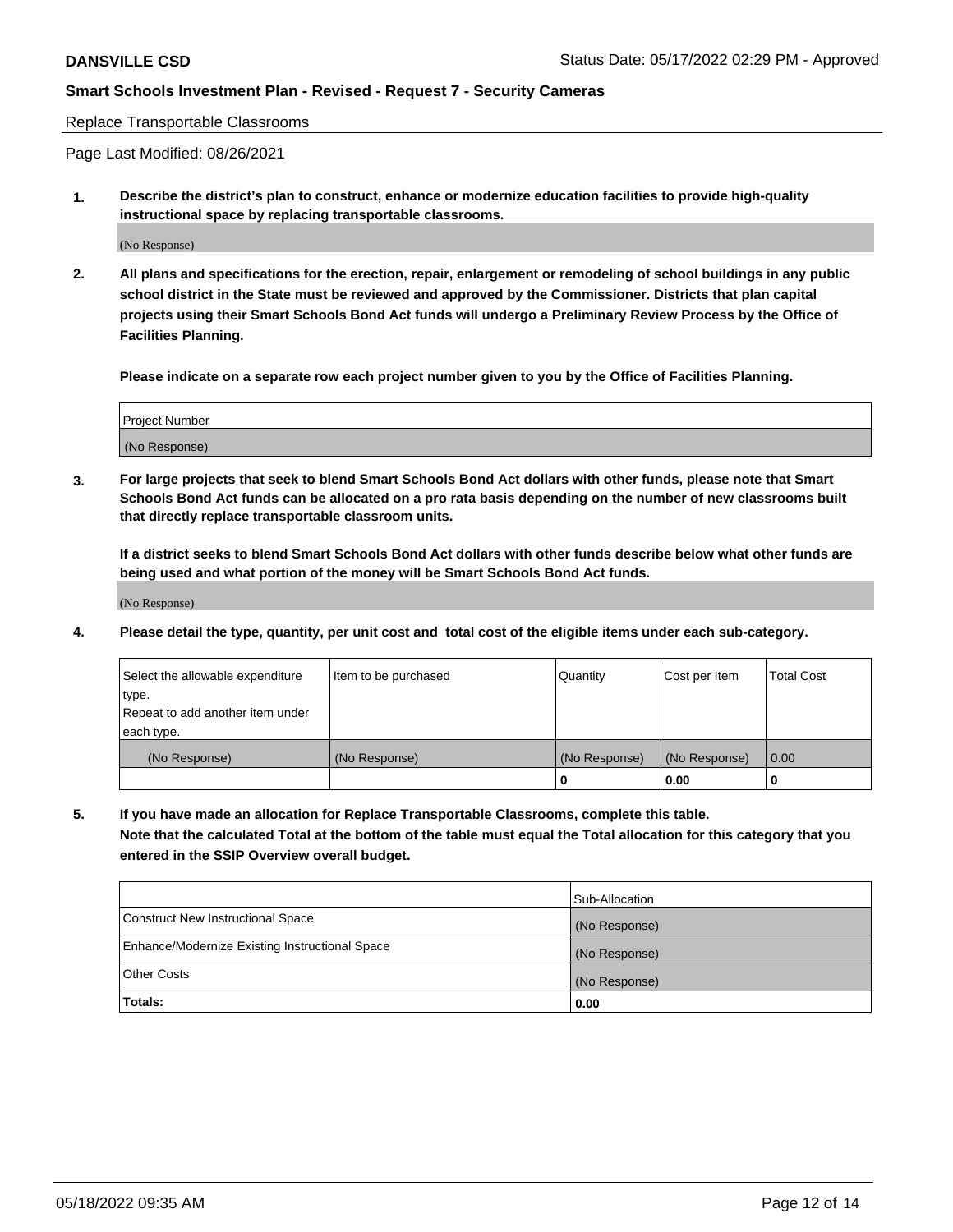Replace Transportable Classrooms

Page Last Modified: 08/26/2021

1. **Describe the district's plan to construct, enhance or modernize education facilities to provide high-quality instructional space by replacing transportable classrooms.**

(No Response)

2. **All plans and specifications for the erection, repair, enlargement or remodeling of school buildings in any public school district in the State must be reviewed and approved by the Commissioner. Districts that plan capital projects using their Smart Schools Bond Act funds will undergo a Preliminary Review Process by the Office of Facilities Planning.**

**Please indicate on a separate row each project number given to you by the Office of Facilities Planning.**

| Project Number |
|---|
| (No Response) |

3. **For large projects that seek to blend Smart Schools Bond Act dollars with other funds, please note that Smart Schools Bond Act funds can be allocated on a pro rata basis depending on the number of new classrooms built that directly replace transportable classroom units.**

**If a district seeks to blend Smart Schools Bond Act dollars with other funds describe below what other funds are being used and what portion of the money will be Smart Schools Bond Act funds.**

(No Response)

4. **Please detail the type, quantity, per unit cost and total cost of the eligible items under each sub-category.**

| Select the allowable expenditure type. Repeat to add another item under each type. | Item to be purchased | Quantity | Cost per Item | Total Cost |
|---|---|---|---|---|
| (No Response) | (No Response) | (No Response) | (No Response) | 0.00 |
| | | 0 | 0.00 | 0 |

5. **If you have made an allocation for Replace Transportable Classrooms, complete this table. Note that the calculated Total at the bottom of the table must equal the Total allocation for this category that you entered in the SSIP Overview overall budget.**

| | Sub-Allocation |
|---|---|
| Construct New Instructional Space | (No Response) |
| Enhance/Modernize Existing Instructional Space | (No Response) |
| Other Costs | (No Response) |
| **Totals:** | 0.00 |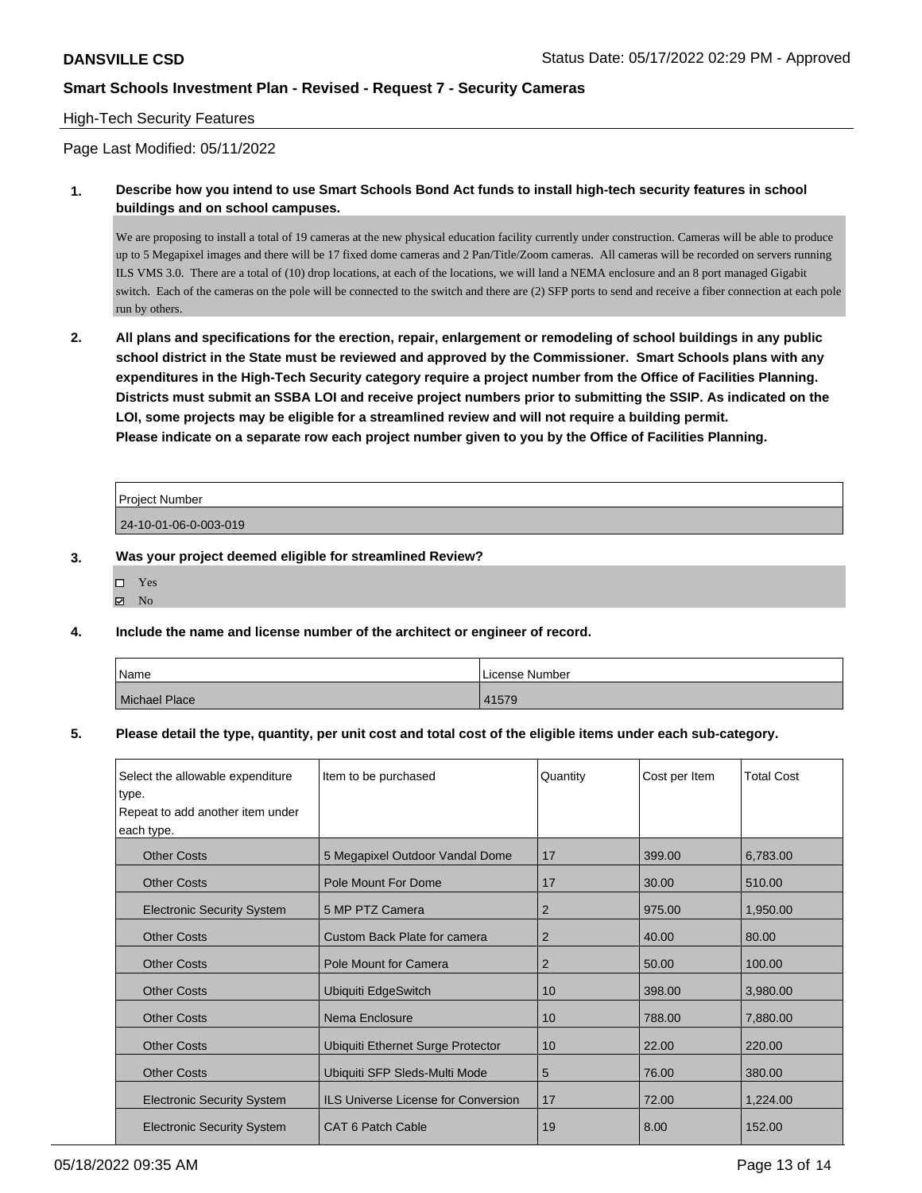## Smart Schools Investment Plan - Revised - Request 7 - Security Cameras

High-Tech Security Features

Page Last Modified: 05/11/2022

**1. Describe how you intend to use Smart Schools Bond Act funds to install high-tech security features in school buildings and on school campuses.**

We are proposing to install a total of 19 cameras at the new physical education facility currently under construction. Cameras will be able to produce up to 5 Megapixel images and there will be 17 fixed dome cameras and 2 Pan/Title/Zoom cameras. All cameras will be recorded on servers running ILS VMS 3.0. There are a total of (10) drop locations, at each of the locations, we will land a NEMA enclosure and an 8 port managed Gigabit switch. Each of the cameras on the pole will be connected to the switch and there are (2) SFP ports to send and receive a fiber connection at each pole run by others.

**2. All plans and specifications for the erection, repair, enlargement or remodeling of school buildings in any public school district in the State must be reviewed and approved by the Commissioner. Smart Schools plans with any expenditures in the High-Tech Security category require a project number from the Office of Facilities Planning. Districts must submit an SSBA LOI and receive project numbers prior to submitting the SSIP. As indicated on the LOI, some projects may be eligible for a streamlined review and will not require a building permit. Please indicate on a separate row each project number given to you by the Office of Facilities Planning.**

| Project Number |
|---|
| 24-10-01-06-0-003-019 |

**3. Was your project deemed eligible for streamlined Review?**

- ☐ Yes
- ☑ No

**4. Include the name and license number of the architect or engineer of record.**

| Name | License Number |
|---|---|
| Michael Place | 41579 |

**5. Please detail the type, quantity, per unit cost and total cost of the eligible items under each sub-category.**

| Select the allowable expenditure type. Repeat to add another item under each type. | Item to be purchased | Quantity | Cost per Item | Total Cost |
|---|---|---|---|---|
| Other Costs | 5 Megapixel Outdoor Vandal Dome | 17 | 399.00 | 6,783.00 |
| Other Costs | Pole Mount For Dome | 17 | 30.00 | 510.00 |
| Electronic Security System | 5 MP PTZ Camera | 2 | 975.00 | 1,950.00 |
| Other Costs | Custom Back Plate for camera | 2 | 40.00 | 80.00 |
| Other Costs | Pole Mount for Camera | 2 | 50.00 | 100.00 |
| Other Costs | Ubiquiti EdgeSwitch | 10 | 398.00 | 3,980.00 |
| Other Costs | Nema Enclosure | 10 | 788.00 | 7,880.00 |
| Other Costs | Ubiquiti Ethernet Surge Protector | 10 | 22.00 | 220.00 |
| Other Costs | Ubiquiti SFP Sleds-Multi Mode | 5 | 76.00 | 380.00 |
| Electronic Security System | ILS Universe License for Conversion | 17 | 72.00 | 1,224.00 |
| Electronic Security System | CAT 6 Patch Cable | 19 | 8.00 | 152.00 |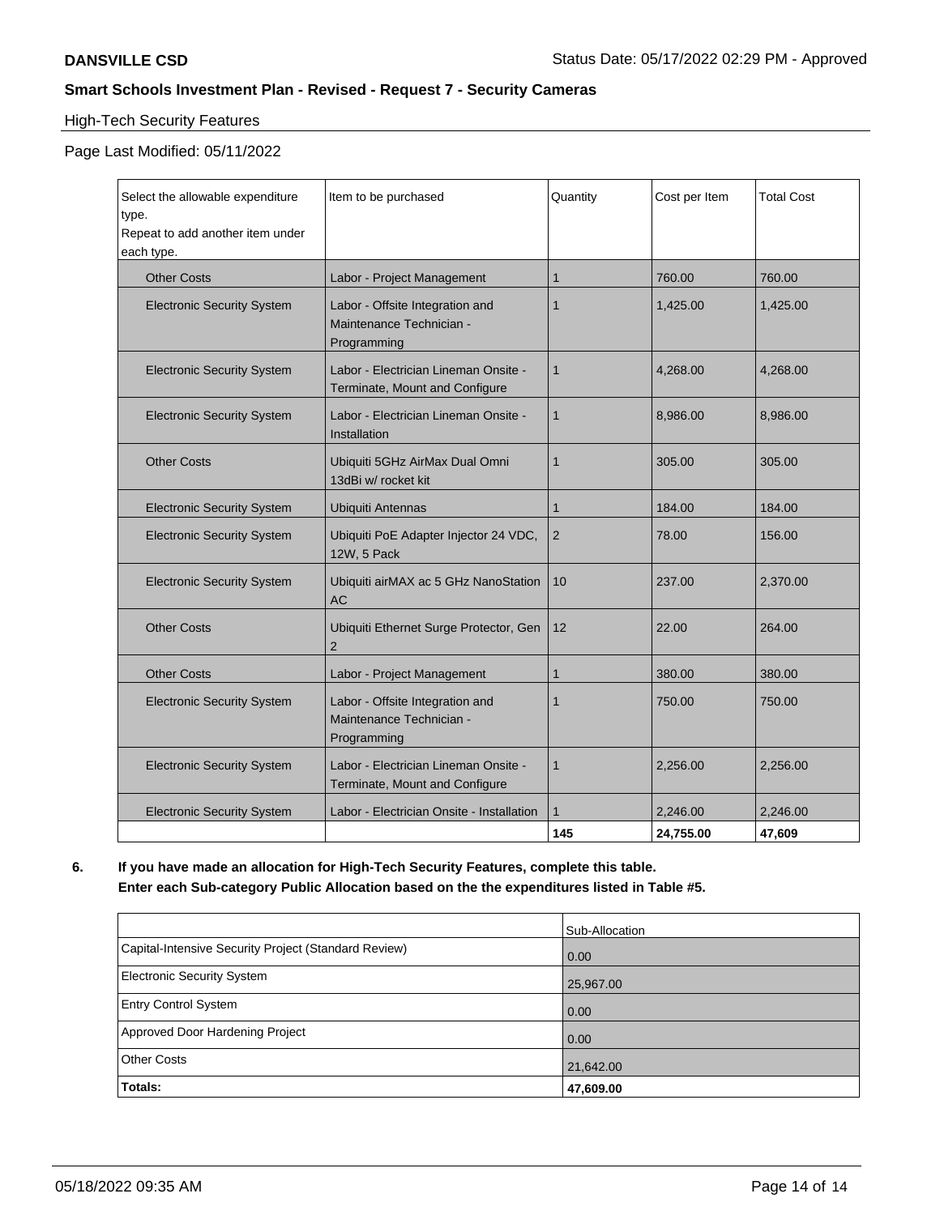**DANSVILLE CSD** Status Date: 05/17/2022 02:29 PM - Approved

**Smart Schools Investment Plan - Revised - Request 7 - Security Cameras**

High-Tech Security Features

Page Last Modified: 05/11/2022

| Select the allowable expenditure type. Repeat to add another item under each type. | Item to be purchased | Quantity | Cost per Item | Total Cost |
|---|---|---|---|---|
| Other Costs | Labor - Project Management | 1 | 760.00 | 760.00 |
| Electronic Security System | Labor - Offsite Integration and Maintenance Technician - Programming | 1 | 1,425.00 | 1,425.00 |
| Electronic Security System | Labor - Electrician Lineman Onsite - Terminate, Mount and Configure | 1 | 4,268.00 | 4,268.00 |
| Electronic Security System | Labor - Electrician Lineman Onsite - Installation | 1 | 8,986.00 | 8,986.00 |
| Other Costs | Ubiquiti 5GHz AirMax Dual Omni 13dBi w/ rocket kit | 1 | 305.00 | 305.00 |
| Electronic Security System | Ubiquiti Antennas | 1 | 184.00 | 184.00 |
| Electronic Security System | Ubiquiti PoE Adapter Injector 24 VDC, 12W, 5 Pack | 2 | 78.00 | 156.00 |
| Electronic Security System | Ubiquiti airMAX ac 5 GHz NanoStation AC | 10 | 237.00 | 2,370.00 |
| Other Costs | Ubiquiti Ethernet Surge Protector, Gen 2 | 12 | 22.00 | 264.00 |
| Other Costs | Labor - Project Management | 1 | 380.00 | 380.00 |
| Electronic Security System | Labor - Offsite Integration and Maintenance Technician - Programming | 1 | 750.00 | 750.00 |
| Electronic Security System | Labor - Electrician Lineman Onsite - Terminate, Mount and Configure | 1 | 2,256.00 | 2,256.00 |
| Electronic Security System | Labor - Electrician Onsite - Installation | 1 | 2,246.00 | 2,246.00 |
| | | **145** | **24,755.00** | **47,609** |

**6. If you have made an allocation for High-Tech Security Features, complete this table. Enter each Sub-category Public Allocation based on the the expenditures listed in Table #5.**

| | Sub-Allocation |
|---|---|
| Capital-Intensive Security Project (Standard Review) | 0.00 |
| Electronic Security System | 25,967.00 |
| Entry Control System | 0.00 |
| Approved Door Hardening Project | 0.00 |
| Other Costs | 21,642.00 |
| **Totals:** | **47,609.00** |

05/18/2022 09:35 AM